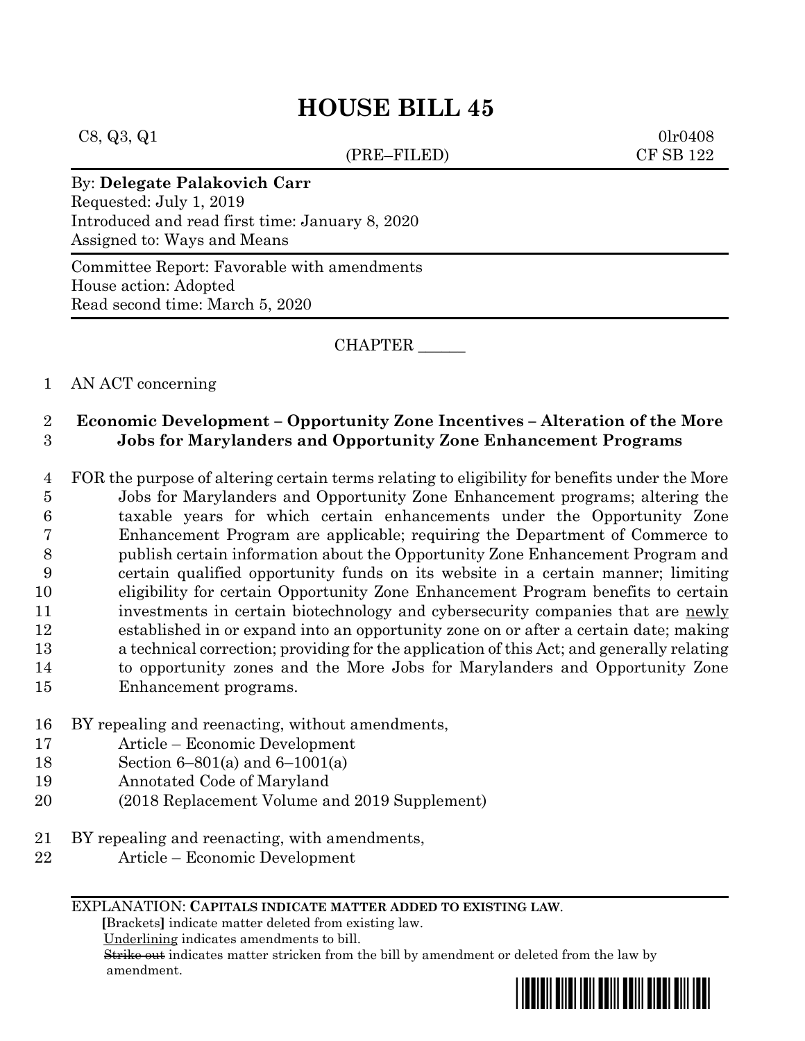# HOUSE BILL 45

C8, Q3, Q1 (PRE–FILED) 0lr0408
CF SB 122

By: **Delegate Palakovich Carr**
Requested: July 1, 2019
Introduced and read first time: January 8, 2020
Assigned to: Ways and Means

Committee Report: Favorable with amendments
House action: Adopted
Read second time: March 5, 2020

CHAPTER ______

AN ACT concerning

**Economic Development – Opportunity Zone Incentives – Alteration of the More Jobs for Marylanders and Opportunity Zone Enhancement Programs**

FOR the purpose of altering certain terms relating to eligibility for benefits under the More Jobs for Marylanders and Opportunity Zone Enhancement programs; altering the taxable years for which certain enhancements under the Opportunity Zone Enhancement Program are applicable; requiring the Department of Commerce to publish certain information about the Opportunity Zone Enhancement Program and certain qualified opportunity funds on its website in a certain manner; limiting eligibility for certain Opportunity Zone Enhancement Program benefits to certain investments in certain biotechnology and cybersecurity companies that are newly established in or expand into an opportunity zone on or after a certain date; making a technical correction; providing for the application of this Act; and generally relating to opportunity zones and the More Jobs for Marylanders and Opportunity Zone Enhancement programs.

BY repealing and reenacting, without amendments,
Article – Economic Development
Section 6–801(a) and 6–1001(a)
Annotated Code of Maryland
(2018 Replacement Volume and 2019 Supplement)

BY repealing and reenacting, with amendments,
Article – Economic Development

EXPLANATION: **CAPITALS INDICATE MATTER ADDED TO EXISTING LAW.**
[Brackets] indicate matter deleted from existing law.
Underlining indicates amendments to bill.
~~Strike out~~ indicates matter stricken from the bill by amendment or deleted from the law by amendment.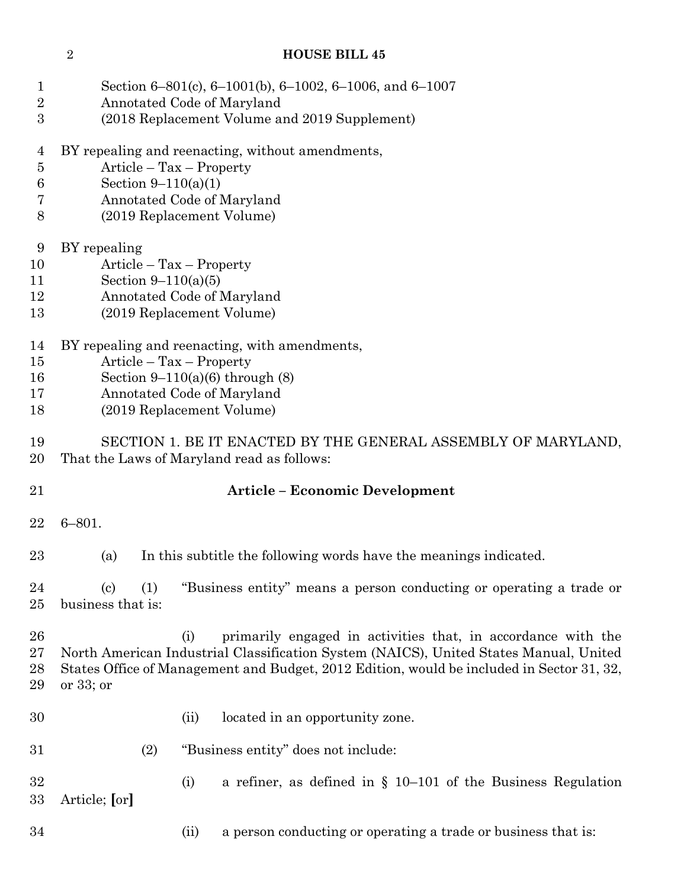Section 6–801(c), 6–1001(b), 6–1002, 6–1006, and 6–1007
Annotated Code of Maryland
(2018 Replacement Volume and 2019 Supplement)

BY repealing and reenacting, without amendments,
Article – Tax – Property
Section 9–110(a)(1)
Annotated Code of Maryland
(2019 Replacement Volume)

BY repealing
Article – Tax – Property
Section 9–110(a)(5)
Annotated Code of Maryland
(2019 Replacement Volume)

BY repealing and reenacting, with amendments,
Article – Tax – Property
Section 9–110(a)(6) through (8)
Annotated Code of Maryland
(2019 Replacement Volume)

SECTION 1. BE IT ENACTED BY THE GENERAL ASSEMBLY OF MARYLAND, That the Laws of Maryland read as follows:

**Article – Economic Development**

6–801.

(a) In this subtitle the following words have the meanings indicated.

(c) (1) "Business entity" means a person conducting or operating a trade or business that is:

(i) primarily engaged in activities that, in accordance with the North American Industrial Classification System (NAICS), United States Manual, United States Office of Management and Budget, 2012 Edition, would be included in Sector 31, 32, or 33; or

(ii) located in an opportunity zone.

(2) "Business entity" does not include:

(i) a refiner, as defined in § 10–101 of the Business Regulation Article; **[**or**]**

(ii) a person conducting or operating a trade or business that is: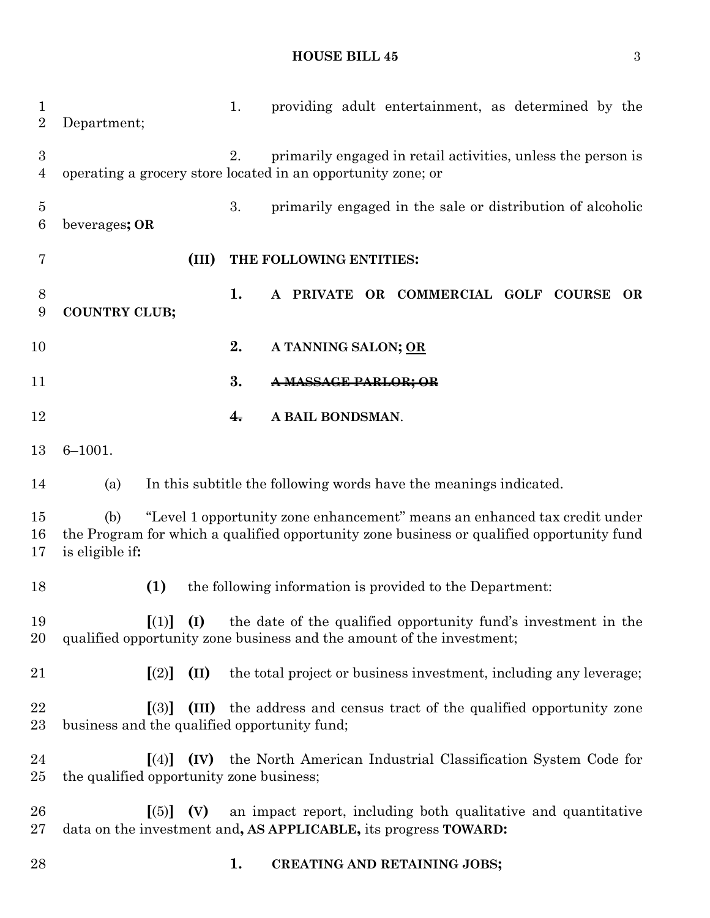1. providing adult entertainment, as determined by the Department;

2. primarily engaged in retail activities, unless the person is operating a grocery store located in an opportunity zone; or

3. primarily engaged in the sale or distribution of alcoholic beverages**; OR**

**(III) THE FOLLOWING ENTITIES:**

**1. A PRIVATE OR COMMERCIAL GOLF COURSE OR COUNTRY CLUB;**

**2. A TANNING SALON; <u>OR</u>**

~~**3. A MASSAGE PARLOR; OR**~~

~~**4.**~~ **A BAIL BONDSMAN**.

6–1001.

(a) In this subtitle the following words have the meanings indicated.

(b) "Level 1 opportunity zone enhancement" means an enhanced tax credit under the Program for which a qualified opportunity zone business or qualified opportunity fund is eligible if**:**

**(1)** the following information is provided to the Department:

**[**(1)**] (I)** the date of the qualified opportunity fund's investment in the qualified opportunity zone business and the amount of the investment;

**[**(2)**] (II)** the total project or business investment, including any leverage;

**[**(3)**] (III)** the address and census tract of the qualified opportunity zone business and the qualified opportunity fund;

**[**(4)**] (IV)** the North American Industrial Classification System Code for the qualified opportunity zone business;

**[**(5)**] (V)** an impact report, including both qualitative and quantitative data on the investment and**, AS APPLICABLE,** its progress **TOWARD:**

**1. CREATING AND RETAINING JOBS;**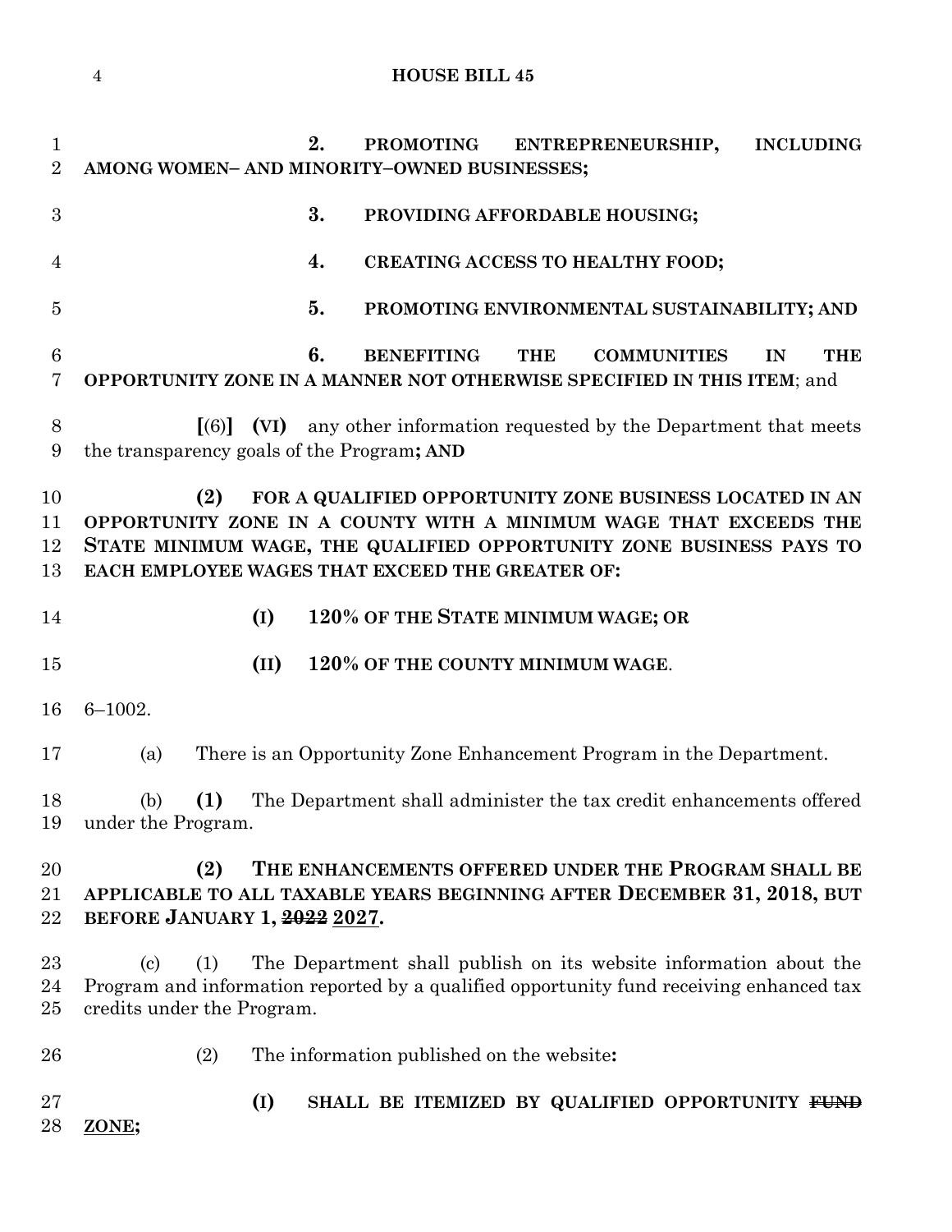2\. **PROMOTING ENTREPRENEURSHIP, INCLUDING AMONG WOMEN– AND MINORITY–OWNED BUSINESSES;**

3\. **PROVIDING AFFORDABLE HOUSING;**

4\. **CREATING ACCESS TO HEALTHY FOOD;**

5\. **PROMOTING ENVIRONMENTAL SUSTAINABILITY; AND**

6\. **BENEFITING THE COMMUNITIES IN THE OPPORTUNITY ZONE IN A MANNER NOT OTHERWISE SPECIFIED IN THIS ITEM**; and

**[**(6)**] (VI)** any other information requested by the Department that meets the transparency goals of the Program**; AND**

**(2) FOR A QUALIFIED OPPORTUNITY ZONE BUSINESS LOCATED IN AN OPPORTUNITY ZONE IN A COUNTY WITH A MINIMUM WAGE THAT EXCEEDS THE STATE MINIMUM WAGE, THE QUALIFIED OPPORTUNITY ZONE BUSINESS PAYS TO EACH EMPLOYEE WAGES THAT EXCEED THE GREATER OF:**

**(I) 120% OF THE STATE MINIMUM WAGE; OR**

**(II) 120% OF THE COUNTY MINIMUM WAGE**.

6–1002.

(a) There is an Opportunity Zone Enhancement Program in the Department.

(b) **(1)** The Department shall administer the tax credit enhancements offered under the Program.

**(2) THE ENHANCEMENTS OFFERED UNDER THE PROGRAM SHALL BE APPLICABLE TO ALL TAXABLE YEARS BEGINNING AFTER DECEMBER 31, 2018, BUT BEFORE JANUARY 1, ~~2022~~ 2027.**

(c) (1) The Department shall publish on its website information about the Program and information reported by a qualified opportunity fund receiving enhanced tax credits under the Program.

(2) The information published on the website**:**

**(I) SHALL BE ITEMIZED BY QUALIFIED OPPORTUNITY ~~FUND~~ ZONE;**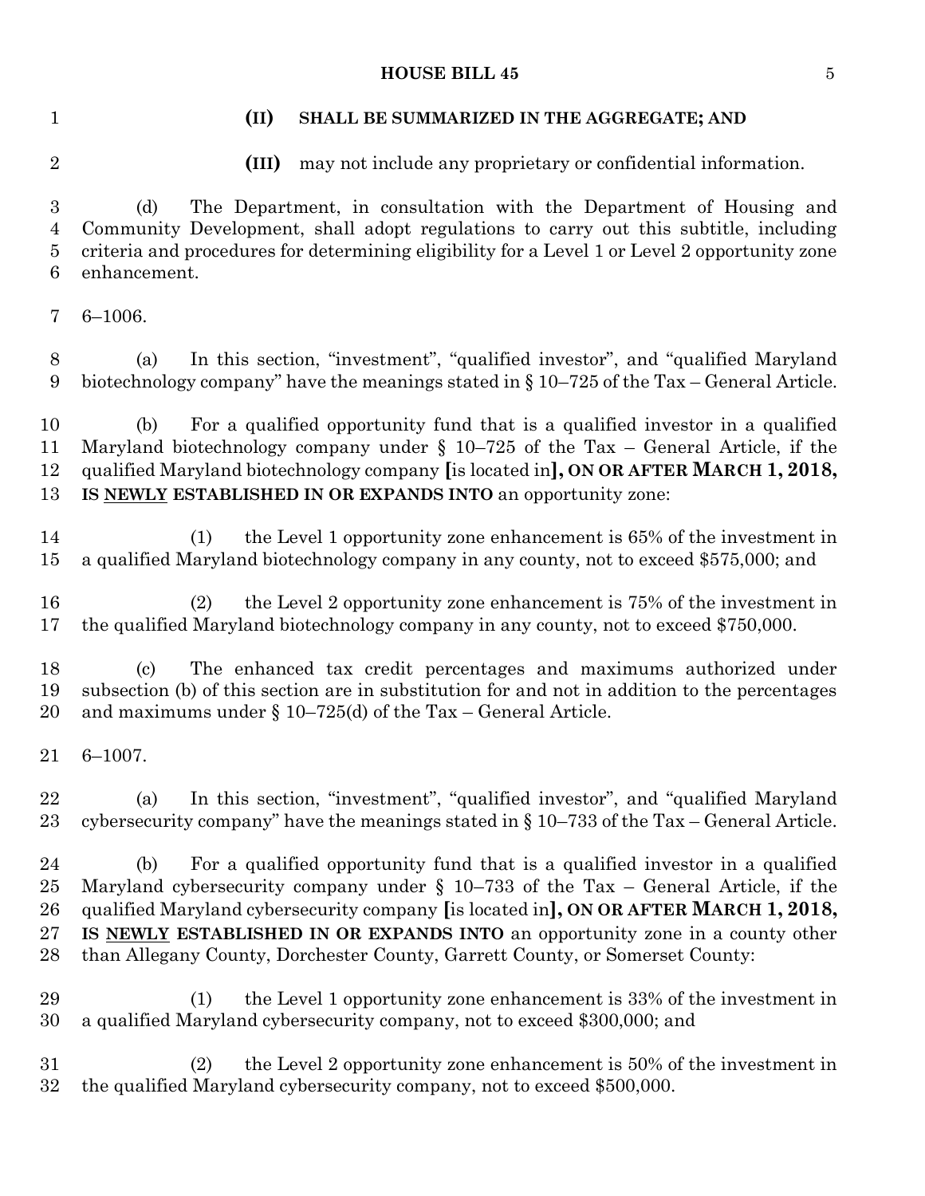(II) SHALL BE SUMMARIZED IN THE AGGREGATE; AND

(III) may not include any proprietary or confidential information.

(d) The Department, in consultation with the Department of Housing and Community Development, shall adopt regulations to carry out this subtitle, including criteria and procedures for determining eligibility for a Level 1 or Level 2 opportunity zone enhancement.

6–1006.

(a) In this section, "investment", "qualified investor", and "qualified Maryland biotechnology company" have the meanings stated in § 10–725 of the Tax – General Article.

(b) For a qualified opportunity fund that is a qualified investor in a qualified Maryland biotechnology company under § 10–725 of the Tax – General Article, if the qualified Maryland biotechnology company [is located in], **ON OR AFTER MARCH 1, 2018, IS NEWLY ESTABLISHED IN OR EXPANDS INTO** an opportunity zone:

(1) the Level 1 opportunity zone enhancement is 65% of the investment in a qualified Maryland biotechnology company in any county, not to exceed $575,000; and

(2) the Level 2 opportunity zone enhancement is 75% of the investment in the qualified Maryland biotechnology company in any county, not to exceed $750,000.

(c) The enhanced tax credit percentages and maximums authorized under subsection (b) of this section are in substitution for and not in addition to the percentages and maximums under § 10–725(d) of the Tax – General Article.

6–1007.

(a) In this section, "investment", "qualified investor", and "qualified Maryland cybersecurity company" have the meanings stated in § 10–733 of the Tax – General Article.

(b) For a qualified opportunity fund that is a qualified investor in a qualified Maryland cybersecurity company under § 10–733 of the Tax – General Article, if the qualified Maryland cybersecurity company [is located in], **ON OR AFTER MARCH 1, 2018, IS NEWLY ESTABLISHED IN OR EXPANDS INTO** an opportunity zone in a county other than Allegany County, Dorchester County, Garrett County, or Somerset County:

(1) the Level 1 opportunity zone enhancement is 33% of the investment in a qualified Maryland cybersecurity company, not to exceed $300,000; and

(2) the Level 2 opportunity zone enhancement is 50% of the investment in the qualified Maryland cybersecurity company, not to exceed $500,000.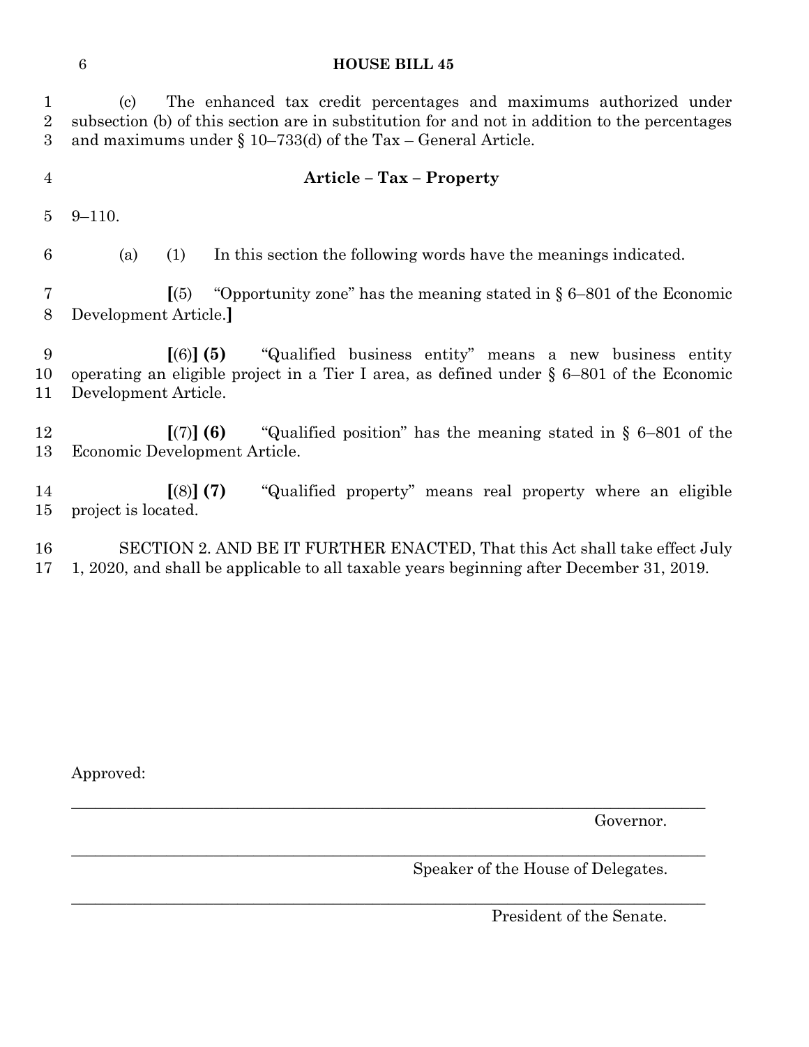(c) The enhanced tax credit percentages and maximums authorized under subsection (b) of this section are in substitution for and not in addition to the percentages and maximums under § 10–733(d) of the Tax – General Article.

**Article – Tax – Property**

9–110.

(a) (1) In this section the following words have the meanings indicated.

**[**(5) "Opportunity zone" has the meaning stated in § 6–801 of the Economic Development Article.**]**

**[**(6)**] (5)** "Qualified business entity" means a new business entity operating an eligible project in a Tier I area, as defined under § 6–801 of the Economic Development Article.

**[**(7)**] (6)** "Qualified position" has the meaning stated in § 6–801 of the Economic Development Article.

**[**(8)**] (7)** "Qualified property" means real property where an eligible project is located.

SECTION 2. AND BE IT FURTHER ENACTED, That this Act shall take effect July 1, 2020, and shall be applicable to all taxable years beginning after December 31, 2019.

Approved:

\_\_\_\_\_\_\_\_\_\_\_\_\_\_\_\_\_\_\_\_\_\_\_\_\_\_\_\_\_\_\_\_\_\_\_\_\_\_\_\_\_\_\_\_\_\_\_\_\_\_\_\_\_\_\_\_\_\_\_\_\_\_\_\_\_\_\_\_\_\_

Governor.

\_\_\_\_\_\_\_\_\_\_\_\_\_\_\_\_\_\_\_\_\_\_\_\_\_\_\_\_\_\_\_\_\_\_\_\_\_\_\_\_\_\_\_\_\_\_\_\_\_\_\_\_\_\_\_\_\_\_\_\_\_\_\_\_\_\_\_\_\_\_

Speaker of the House of Delegates.

\_\_\_\_\_\_\_\_\_\_\_\_\_\_\_\_\_\_\_\_\_\_\_\_\_\_\_\_\_\_\_\_\_\_\_\_\_\_\_\_\_\_\_\_\_\_\_\_\_\_\_\_\_\_\_\_\_\_\_\_\_\_\_\_\_\_\_\_\_\_

President of the Senate.